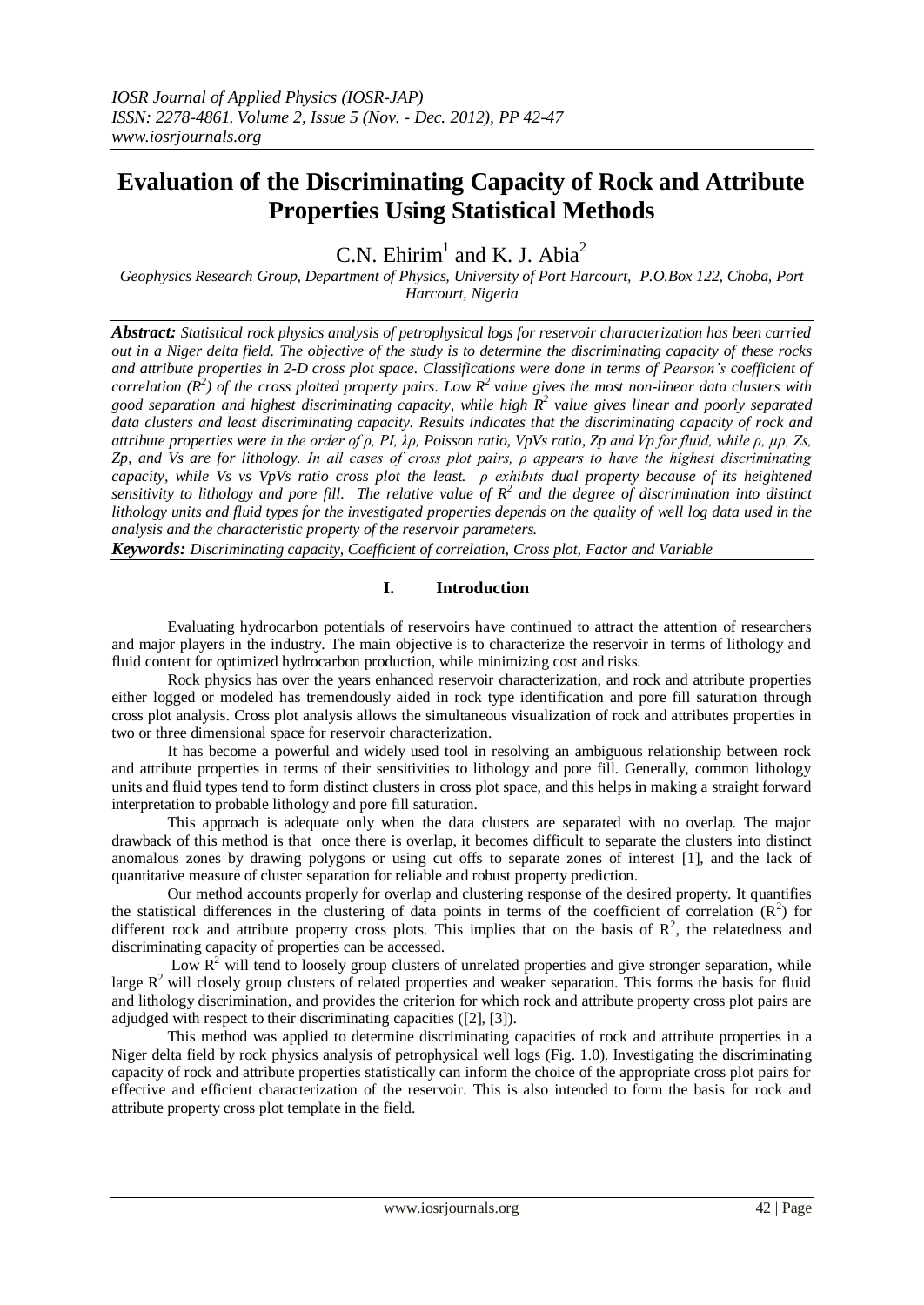# Evaluation of the Discriminating Capacity of Rock and Attribute Properties Using Statistical Methods

C.N. Ehirim[1] and K. J. Abia[2]

*Geophysics Research Group, Department of Physics, University of Port Harcourt, P.O.Box 122, Choba, Port Harcourt, Nigeria*

***Abstract:*** *Statistical rock physics analysis of petrophysical logs for reservoir characterization has been carried out in a Niger delta field. The objective of the study is to determine the discriminating capacity of these rocks and attribute properties in 2-D cross plot space. Classifications were done in terms of Pearson's coefficient of correlation ($R^2$) of the cross plotted property pairs. Low $R^2$ value gives the most non-linear data clusters with good separation and highest discriminating capacity, while high $R^2$ value gives linear and poorly separated data clusters and least discriminating capacity. Results indicates that the discriminating capacity of rock and attribute properties were in the order of ρ, PI, λρ, Poisson ratio, VpVs ratio, Zp and Vp for fluid, while ρ, μρ, Zs, Zp, and Vs are for lithology. In all cases of cross plot pairs, ρ appears to have the highest discriminating capacity, while Vs vs VpVs ratio cross plot the least. ρ exhibits dual property because of its heightened sensitivity to lithology and pore fill. The relative value of $R^2$ and the degree of discrimination into distinct lithology units and fluid types for the investigated properties depends on the quality of well log data used in the analysis and the characteristic property of the reservoir parameters.*

***Keywords:*** *Discriminating capacity, Coefficient of correlation, Cross plot, Factor and Variable*

## I. Introduction

Evaluating hydrocarbon potentials of reservoirs have continued to attract the attention of researchers and major players in the industry. The main objective is to characterize the reservoir in terms of lithology and fluid content for optimized hydrocarbon production, while minimizing cost and risks.

Rock physics has over the years enhanced reservoir characterization, and rock and attribute properties either logged or modeled has tremendously aided in rock type identification and pore fill saturation through cross plot analysis. Cross plot analysis allows the simultaneous visualization of rock and attributes properties in two or three dimensional space for reservoir characterization.

It has become a powerful and widely used tool in resolving an ambiguous relationship between rock and attribute properties in terms of their sensitivities to lithology and pore fill. Generally, common lithology units and fluid types tend to form distinct clusters in cross plot space, and this helps in making a straight forward interpretation to probable lithology and pore fill saturation.

This approach is adequate only when the data clusters are separated with no overlap. The major drawback of this method is that once there is overlap, it becomes difficult to separate the clusters into distinct anomalous zones by drawing polygons or using cut offs to separate zones of interest [1], and the lack of quantitative measure of cluster separation for reliable and robust property prediction.

Our method accounts properly for overlap and clustering response of the desired property. It quantifies the statistical differences in the clustering of data points in terms of the coefficient of correlation ($R^2$) for different rock and attribute property cross plots. This implies that on the basis of $R^2$, the relatedness and discriminating capacity of properties can be accessed.

Low $R^2$ will tend to loosely group clusters of unrelated properties and give stronger separation, while large $R^2$ will closely group clusters of related properties and weaker separation. This forms the basis for fluid and lithology discrimination, and provides the criterion for which rock and attribute property cross plot pairs are adjudged with respect to their discriminating capacities ([2], [3]).

This method was applied to determine discriminating capacities of rock and attribute properties in a Niger delta field by rock physics analysis of petrophysical well logs (Fig. 1.0). Investigating the discriminating capacity of rock and attribute properties statistically can inform the choice of the appropriate cross plot pairs for effective and efficient characterization of the reservoir. This is also intended to form the basis for rock and attribute property cross plot template in the field.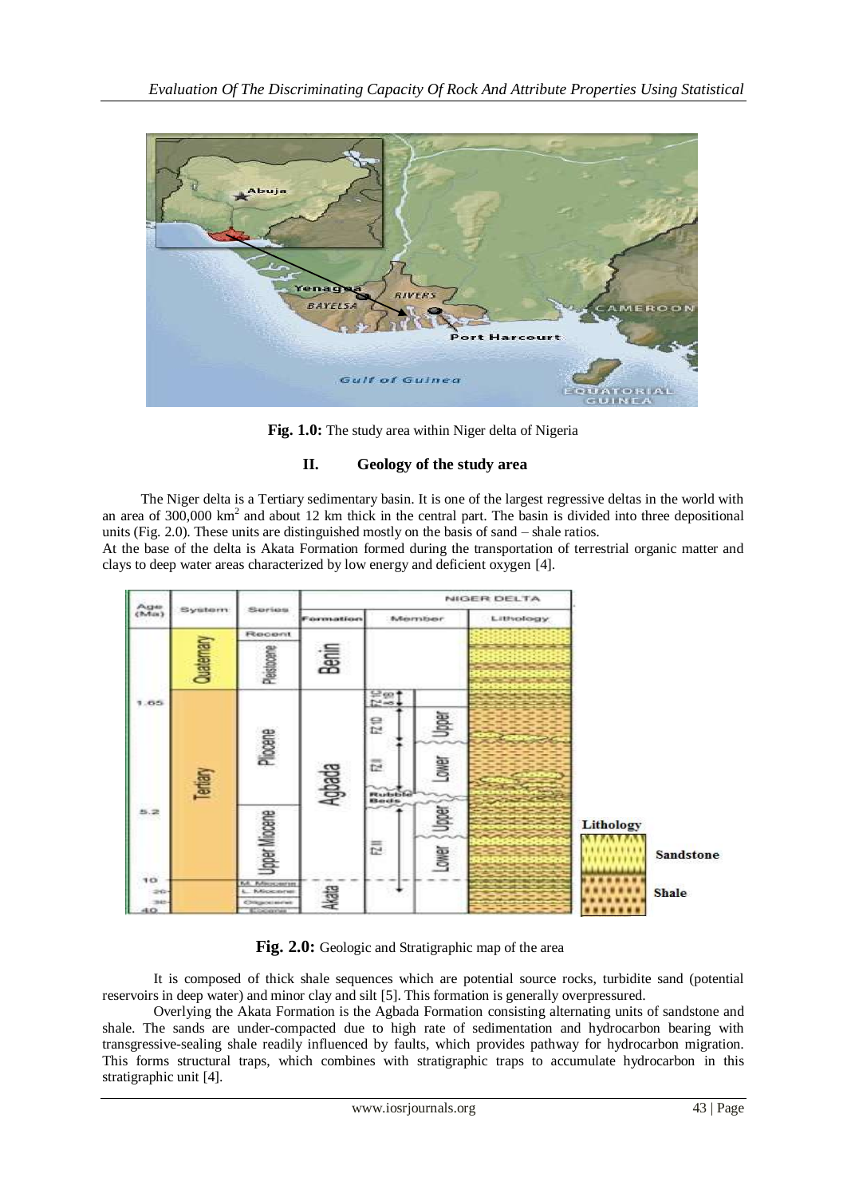Fig. 1.0: The study area within Niger delta of Nigeria

## II. Geology of the study area

The Niger delta is a Tertiary sedimentary basin. It is one of the largest regressive deltas in the world with an area of 300,000 km$^2$ and about 12 km thick in the central part. The basin is divided into three depositional units (Fig. 2.0). These units are distinguished mostly on the basis of sand – shale ratios.

At the base of the delta is Akata Formation formed during the transportation of terrestrial organic matter and clays to deep water areas characterized by low energy and deficient oxygen [4].

**Fig. 2.0:** Geologic and Stratigraphic map of the area

It is composed of thick shale sequences which are potential source rocks, turbidite sand (potential reservoirs in deep water) and minor clay and silt [5]. This formation is generally overpressured.

Overlying the Akata Formation is the Agbada Formation consisting alternating units of sandstone and shale. The sands are under-compacted due to high rate of sedimentation and hydrocarbon bearing with transgressive-sealing shale readily influenced by faults, which provides pathway for hydrocarbon migration. This forms structural traps, which combines with stratigraphic traps to accumulate hydrocarbon in this stratigraphic unit [4].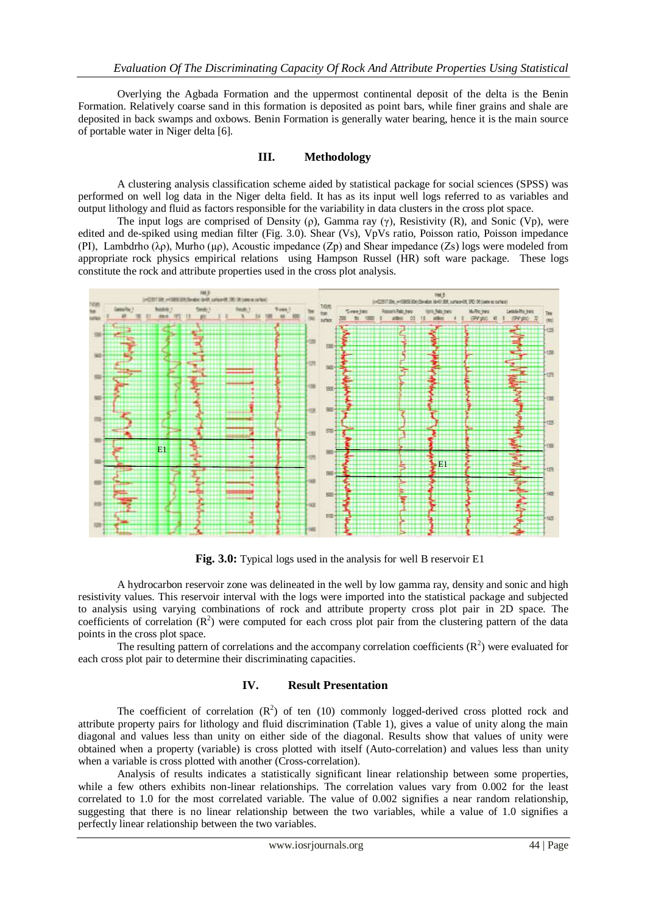Overlying the Agbada Formation and the uppermost continental deposit of the delta is the Benin Formation. Relatively coarse sand in this formation is deposited as point bars, while finer grains and shale are deposited in back swamps and oxbows. Benin Formation is generally water bearing, hence it is the main source of portable water in Niger delta [6].

## III. Methodology

A clustering analysis classification scheme aided by statistical package for social sciences (SPSS) was performed on well log data in the Niger delta field. It has as its input well logs referred to as variables and output lithology and fluid as factors responsible for the variability in data clusters in the cross plot space.

The input logs are comprised of Density (ρ), Gamma ray (γ), Resistivity (R), and Sonic (Vp), were edited and de-spiked using median filter (Fig. 3.0). Shear (Vs), VpVs ratio, Poisson ratio, Poisson impedance (PI), Lambdrho (λρ), Murho (μρ), Acoustic impedance (Zp) and Shear impedance (Zs) logs were modeled from appropriate rock physics empirical relations using Hampson Russel (HR) soft ware package. These logs constitute the rock and attribute properties used in the cross plot analysis.

**Fig. 3.0:** Typical logs used in the analysis for well B reservoir E1

A hydrocarbon reservoir zone was delineated in the well by low gamma ray, density and sonic and high resistivity values. This reservoir interval with the logs were imported into the statistical package and subjected to analysis using varying combinations of rock and attribute property cross plot pair in 2D space. The coefficients of correlation ($R^2$) were computed for each cross plot pair from the clustering pattern of the data points in the cross plot space.

The resulting pattern of correlations and the accompany correlation coefficients ($R^2$) were evaluated for each cross plot pair to determine their discriminating capacities.

## IV. Result Presentation

The coefficient of correlation ($R^2$) of ten (10) commonly logged-derived cross plotted rock and attribute property pairs for lithology and fluid discrimination (Table 1), gives a value of unity along the main diagonal and values less than unity on either side of the diagonal. Results show that values of unity were obtained when a property (variable) is cross plotted with itself (Auto-correlation) and values less than unity when a variable is cross plotted with another (Cross-correlation).

Analysis of results indicates a statistically significant linear relationship between some properties, while a few others exhibits non-linear relationships. The correlation values vary from 0.002 for the least correlated to 1.0 for the most correlated variable. The value of 0.002 signifies a near random relationship, suggesting that there is no linear relationship between the two variables, while a value of 1.0 signifies a perfectly linear relationship between the two variables.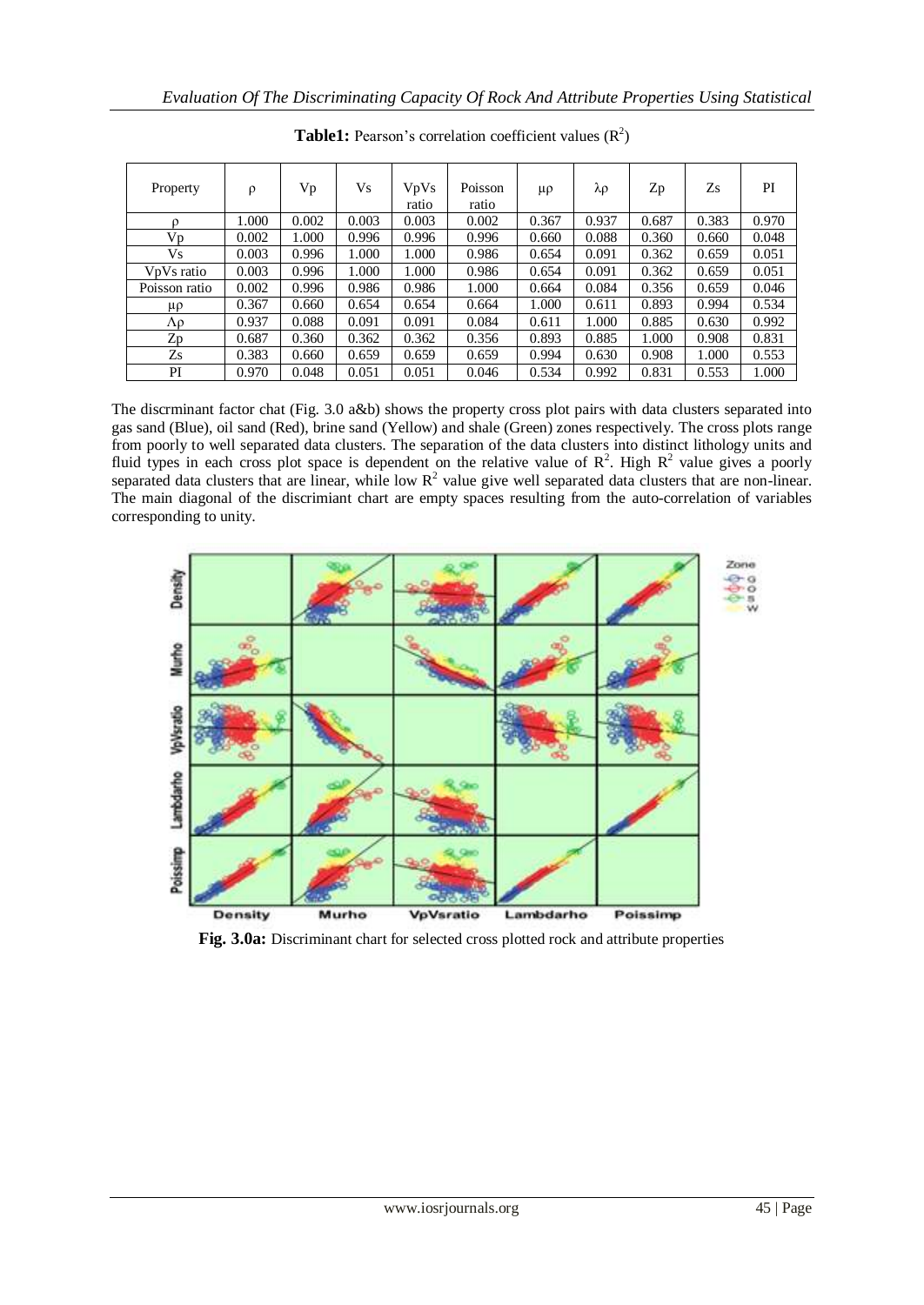**Table1:** Pearson's correlation coefficient values ($R^2$)

| Property | ρ | Vp | Vs | VpVs ratio | Poisson ratio | μρ | λρ | Zp | Zs | PI |
|---|---|---|---|---|---|---|---|---|---|---|
| ρ | 1.000 | 0.002 | 0.003 | 0.003 | 0.002 | 0.367 | 0.937 | 0.687 | 0.383 | 0.970 |
| Vp | 0.002 | 1.000 | 0.996 | 0.996 | 0.996 | 0.660 | 0.088 | 0.360 | 0.660 | 0.048 |
| Vs | 0.003 | 0.996 | 1.000 | 1.000 | 0.986 | 0.654 | 0.091 | 0.362 | 0.659 | 0.051 |
| VpVs ratio | 0.003 | 0.996 | 1.000 | 1.000 | 0.986 | 0.654 | 0.091 | 0.362 | 0.659 | 0.051 |
| Poisson ratio | 0.002 | 0.996 | 0.986 | 0.986 | 1.000 | 0.664 | 0.084 | 0.356 | 0.659 | 0.046 |
| μρ | 0.367 | 0.660 | 0.654 | 0.654 | 0.664 | 1.000 | 0.611 | 0.893 | 0.994 | 0.534 |
| Λρ | 0.937 | 0.088 | 0.091 | 0.091 | 0.084 | 0.611 | 1.000 | 0.885 | 0.630 | 0.992 |
| Zp | 0.687 | 0.360 | 0.362 | 0.362 | 0.356 | 0.893 | 0.885 | 1.000 | 0.908 | 0.831 |
| Zs | 0.383 | 0.660 | 0.659 | 0.659 | 0.659 | 0.994 | 0.630 | 0.908 | 1.000 | 0.553 |
| PI | 0.970 | 0.048 | 0.051 | 0.051 | 0.046 | 0.534 | 0.992 | 0.831 | 0.553 | 1.000 |

The discrminant factor chat (Fig. 3.0 a&b) shows the property cross plot pairs with data clusters separated into gas sand (Blue), oil sand (Red), brine sand (Yellow) and shale (Green) zones respectively. The cross plots range from poorly to well separated data clusters. The separation of the data clusters into distinct lithology units and fluid types in each cross plot space is dependent on the relative value of $R^2$. High $R^2$ value gives a poorly separated data clusters that are linear, while low $R^2$ value give well separated data clusters that are non-linear. The main diagonal of the discrimiant chart are empty spaces resulting from the auto-correlation of variables corresponding to unity.

**Fig. 3.0a:** Discriminant chart for selected cross plotted rock and attribute properties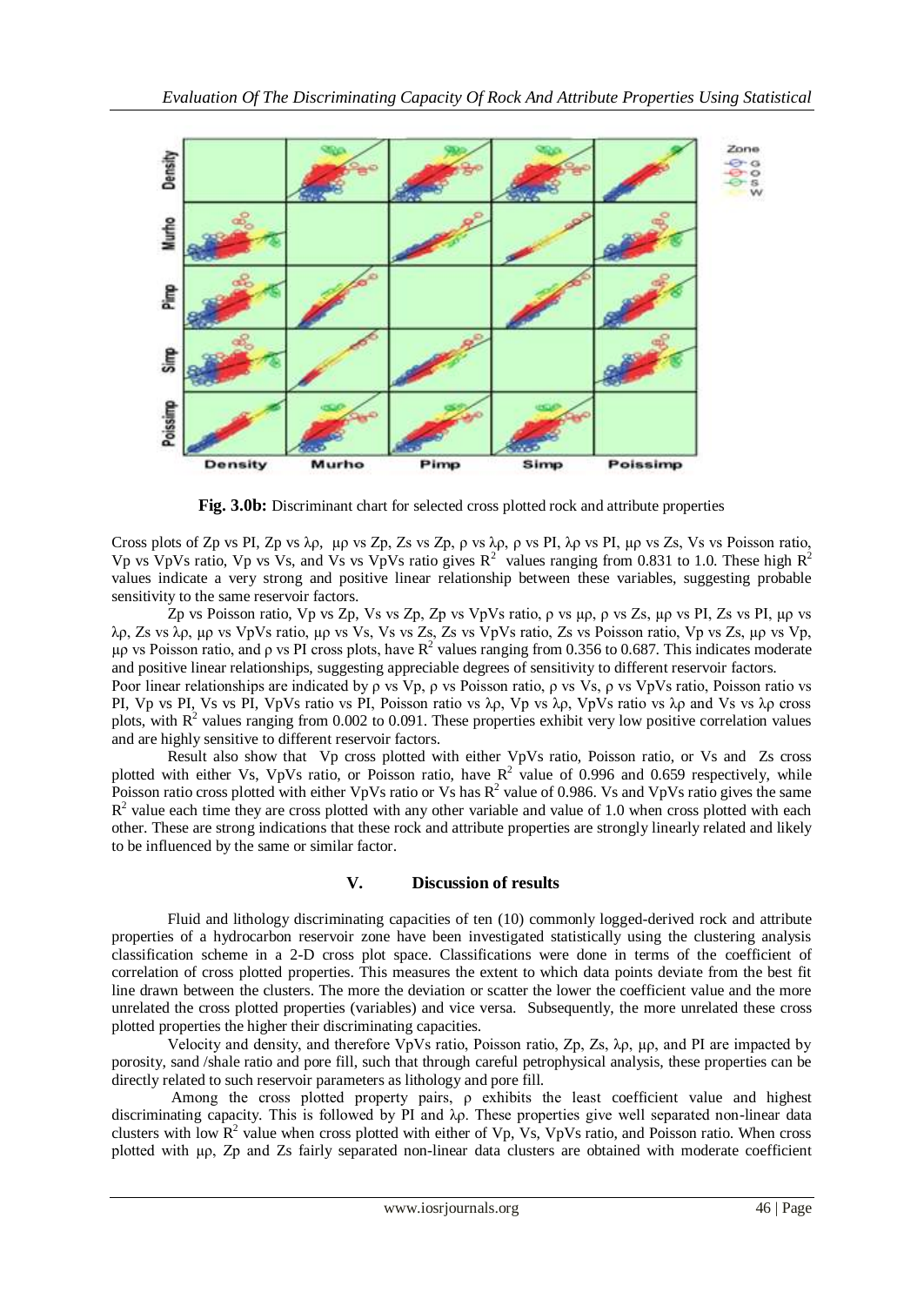**Fig. 3.0b:** Discriminant chart for selected cross plotted rock and attribute properties

Cross plots of Zp vs PI, Zp vs λρ, μρ vs Zp, Zs vs Zp, ρ vs λρ, ρ vs PI, λρ vs PI, μρ vs Zs, Vs vs Poisson ratio, Vp vs VpVs ratio, Vp vs Vs, and Vs vs VpVs ratio gives $R^2$ values ranging from 0.831 to 1.0. These high $R^2$ values indicate a very strong and positive linear relationship between these variables, suggesting probable sensitivity to the same reservoir factors.

Zp vs Poisson ratio, Vp vs Zp, Vs vs Zp, Zp vs VpVs ratio, ρ vs μρ, ρ vs Zs, μρ vs PI, Zs vs PI, μρ vs λρ, Zs vs λρ, μρ vs VpVs ratio, μρ vs Vs, Vs vs Zs, Zs vs VpVs ratio, Zs vs Poisson ratio, Vp vs Zs, μρ vs Vp, μρ vs Poisson ratio, and ρ vs PI cross plots, have $R^2$ values ranging from 0.356 to 0.687. This indicates moderate and positive linear relationships, suggesting appreciable degrees of sensitivity to different reservoir factors.

Poor linear relationships are indicated by ρ vs Vp, ρ vs Poisson ratio, ρ vs Vs, ρ vs VpVs ratio, Poisson ratio vs PI, Vp vs PI, Vs vs PI, VpVs ratio vs PI, Poisson ratio vs λρ, Vp vs λρ, VpVs ratio vs λρ and Vs vs λρ cross plots, with $R^2$ values ranging from 0.002 to 0.091. These properties exhibit very low positive correlation values and are highly sensitive to different reservoir factors.

Result also show that Vp cross plotted with either VpVs ratio, Poisson ratio, or Vs and Zs cross plotted with either Vs, VpVs ratio, or Poisson ratio, have $R^2$ value of 0.996 and 0.659 respectively, while Poisson ratio cross plotted with either VpVs ratio or Vs has $R^2$ value of 0.986. Vs and VpVs ratio gives the same $R^2$ value each time they are cross plotted with any other variable and value of 1.0 when cross plotted with each other. These are strong indications that these rock and attribute properties are strongly linearly related and likely to be influenced by the same or similar factor.

## V. Discussion of results

Fluid and lithology discriminating capacities of ten (10) commonly logged-derived rock and attribute properties of a hydrocarbon reservoir zone have been investigated statistically using the clustering analysis classification scheme in a 2-D cross plot space. Classifications were done in terms of the coefficient of correlation of cross plotted properties. This measures the extent to which data points deviate from the best fit line drawn between the clusters. The more the deviation or scatter the lower the coefficient value and the more unrelated the cross plotted properties (variables) and vice versa. Subsequently, the more unrelated these cross plotted properties the higher their discriminating capacities.

Velocity and density, and therefore VpVs ratio, Poisson ratio, Zp, Zs, λρ, μρ, and PI are impacted by porosity, sand /shale ratio and pore fill, such that through careful petrophysical analysis, these properties can be directly related to such reservoir parameters as lithology and pore fill.

Among the cross plotted property pairs, ρ exhibits the least coefficient value and highest discriminating capacity. This is followed by PI and λρ. These properties give well separated non-linear data clusters with low $R^2$ value when cross plotted with either of Vp, Vs, VpVs ratio, and Poisson ratio. When cross plotted with μρ, Zp and Zs fairly separated non-linear data clusters are obtained with moderate coefficient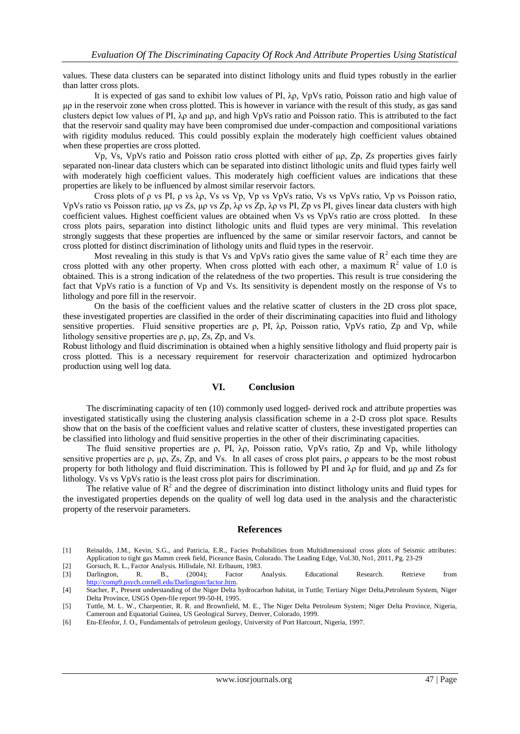values. These data clusters can be separated into distinct lithology units and fluid types robustly in the earlier than latter cross plots.

It is expected of gas sand to exhibit low values of PI, λρ, VpVs ratio, Poisson ratio and high value of μρ in the reservoir zone when cross plotted. This is however in variance with the result of this study, as gas sand clusters depict low values of PI, λρ and μρ, and high VpVs ratio and Poisson ratio. This is attributed to the fact that the reservoir sand quality may have been compromised due under-compaction and compositional variations with rigidity modulus reduced. This could possibly explain the moderately high coefficient values obtained when these properties are cross plotted.

Vp, Vs, VpVs ratio and Poisson ratio cross plotted with either of μρ, Zp, Zs properties gives fairly separated non-linear data clusters which can be separated into distinct lithologic units and fluid types fairly well with moderately high coefficient values. This moderately high coefficient values are indications that these properties are likely to be influenced by almost similar reservoir factors.

Cross plots of ρ vs PI, ρ vs λρ, Vs vs Vp, Vp vs VpVs ratio, Vs vs VpVs ratio, Vp vs Poisson ratio, VpVs ratio vs Poisson ratio, μρ vs Zs, μρ vs Zp, λρ vs Zp, λρ vs PI, Zp vs PI, gives linear data clusters with high coefficient values. Highest coefficient values are obtained when Vs vs VpVs ratio are cross plotted. In these cross plots pairs, separation into distinct lithologic units and fluid types are very minimal. This revelation strongly suggests that these properties are influenced by the same or similar reservoir factors, and cannot be cross plotted for distinct discrimination of lithology units and fluid types in the reservoir.

Most revealing in this study is that Vs and VpVs ratio gives the same value of $R^2$ each time they are cross plotted with any other property. When cross plotted with each other, a maximum $R^2$ value of 1.0 is obtained. This is a strong indication of the relatedness of the two properties. This result is true considering the fact that VpVs ratio is a function of Vp and Vs. Its sensitivity is dependent mostly on the response of Vs to lithology and pore fill in the reservoir.

On the basis of the coefficient values and the relative scatter of clusters in the 2D cross plot space, these investigated properties are classified in the order of their discriminating capacities into fluid and lithology sensitive properties. Fluid sensitive properties are ρ, PI, λρ, Poisson ratio, VpVs ratio, Zp and Vp, while lithology sensitive properties are ρ, μρ, Zs, Zp, and Vs.

Robust lithology and fluid discrimination is obtained when a highly sensitive lithology and fluid property pair is cross plotted. This is a necessary requirement for reservoir characterization and optimized hydrocarbon production using well log data.

## VI. Conclusion

The discriminating capacity of ten (10) commonly used logged- derived rock and attribute properties was investigated statistically using the clustering analysis classification scheme in a 2-D cross plot space. Results show that on the basis of the coefficient values and relative scatter of clusters, these investigated properties can be classified into lithology and fluid sensitive properties in the other of their discriminating capacities.

The fluid sensitive properties are ρ, PI, λρ, Poisson ratio, VpVs ratio, Zp and Vp, while lithology sensitive properties are ρ, μρ, Zs, Zp, and Vs. In all cases of cross plot pairs, ρ appears to be the most robust property for both lithology and fluid discrimination. This is followed by PI and λρ for fluid, and μρ and Zs for lithology. Vs vs VpVs ratio is the least cross plot pairs for discrimination.

The relative value of $R^2$ and the degree of discrimination into distinct lithology units and fluid types for the investigated properties depends on the quality of well log data used in the analysis and the characteristic property of the reservoir parameters.

## References

[1] Reinaldo, J.M., Kevin, S.G., and Patricia, E.R., Facies Probabilities from Multidimensional cross plots of Seismic attributes: Application to tight gas Mamm creek field, Piceance Basin, Colorado. The Leading Edge, Vol.30, No1, 2011, Pg. 23-29

[2] Gorsuch, R. L., Factor Analysis. Hillsdale, NJ. Erlbaum, 1983.

[3] Darlington, R. B., (2004); Factor Analysis. Educational Research. Retrieve from http://comp9.psych.cornell.edu/Darlington/factor.htm.

[4] Stacher, P., Present understanding of the Niger Delta hydrocarbon habitat, in Tuttle; Tertiary Niger Delta,Petroleum System, Niger Delta Province, USGS Open-file report 99-50-H, 1995.

[5] Tuttle, M. L. W., Charpentier, R. R. and Brownfield, M. E., The Niger Delta Petroleum System; Niger Delta Province, Nigeria, Cameroun and Equatorial Guinea, US Geological Survey, Denver, Colorado, 1999.

[6] Etu-Efeofor, J. O., Fundamentals of petroleum geology, University of Port Harcourt, Nigeria, 1997.